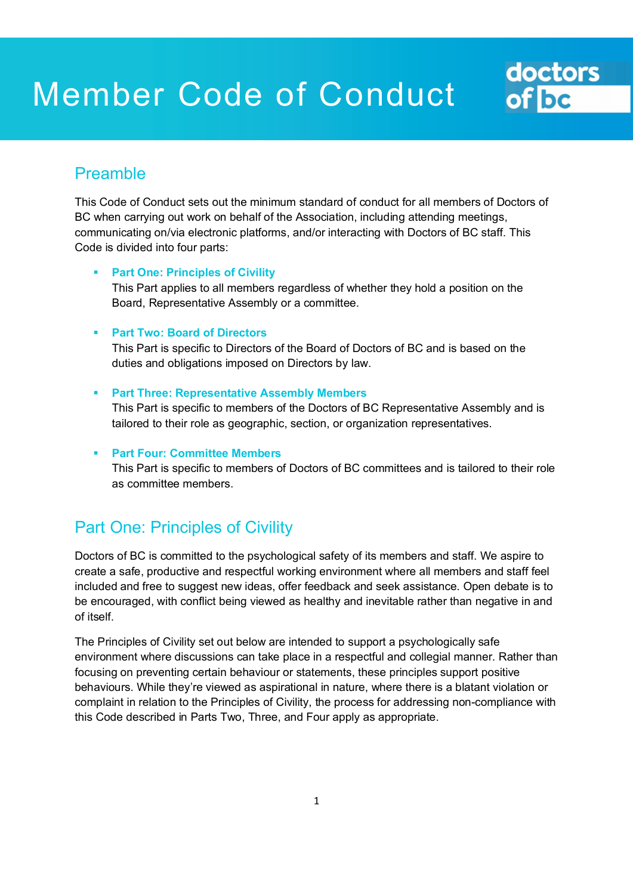# Member Code of Conduct

## Preamble

This Code of Conduct sets out the minimum standard of conduct for all members of Doctors of BC when carrying out work on behalf of the Association, including attending meetings, communicating on/via electronic platforms, and/or interacting with Doctors of BC staff. This Code is divided into four parts:

- **Part One: Principles of Civility**
  This Part applies to all members regardless of whether they hold a position on the Board, Representative Assembly or a committee.

- **Part Two: Board of Directors**
  This Part is specific to Directors of the Board of Doctors of BC and is based on the duties and obligations imposed on Directors by law.

- **Part Three: Representative Assembly Members**
  This Part is specific to members of the Doctors of BC Representative Assembly and is tailored to their role as geographic, section, or organization representatives.

- **Part Four: Committee Members**
  This Part is specific to members of Doctors of BC committees and is tailored to their role as committee members.

## Part One: Principles of Civility

Doctors of BC is committed to the psychological safety of its members and staff. We aspire to create a safe, productive and respectful working environment where all members and staff feel included and free to suggest new ideas, offer feedback and seek assistance. Open debate is to be encouraged, with conflict being viewed as healthy and inevitable rather than negative in and of itself.

The Principles of Civility set out below are intended to support a psychologically safe environment where discussions can take place in a respectful and collegial manner. Rather than focusing on preventing certain behaviour or statements, these principles support positive behaviours. While they're viewed as aspirational in nature, where there is a blatant violation or complaint in relation to the Principles of Civility, the process for addressing non-compliance with this Code described in Parts Two, Three, and Four apply as appropriate.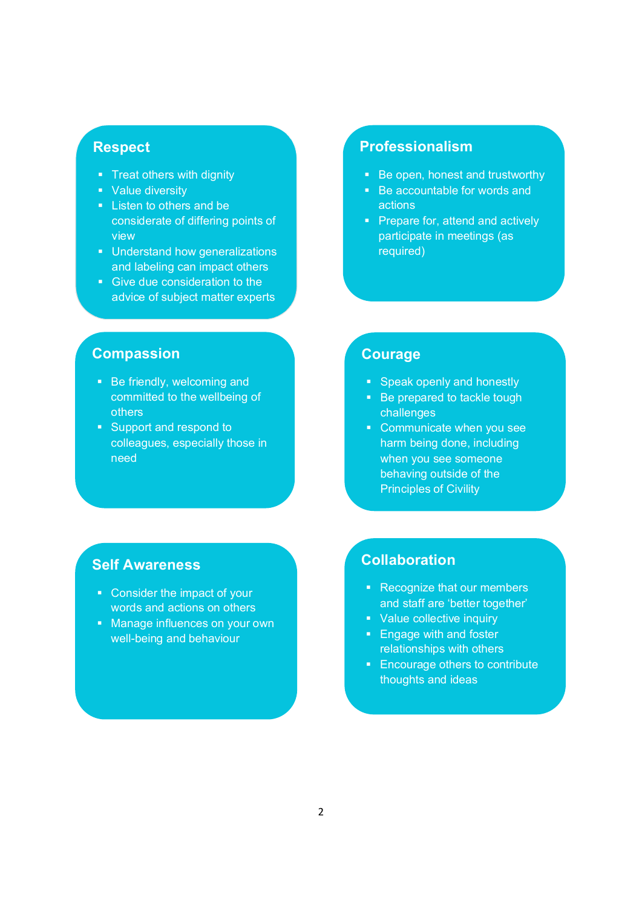## Respect

- Treat others with dignity
- Value diversity
- Listen to others and be considerate of differing points of view
- Understand how generalizations and labeling can impact others
- Give due consideration to the advice of subject matter experts

## Professionalism

- Be open, honest and trustworthy
- Be accountable for words and actions
- Prepare for, attend and actively participate in meetings (as required)

## Compassion

- Be friendly, welcoming and committed to the wellbeing of others
- Support and respond to colleagues, especially those in need

## Courage

- Speak openly and honestly
- Be prepared to tackle tough challenges
- Communicate when you see harm being done, including when you see someone behaving outside of the Principles of Civility

## Self Awareness

- Consider the impact of your words and actions on others
- Manage influences on your own well-being and behaviour

## Collaboration

- Recognize that our members and staff are 'better together'
- Value collective inquiry
- Engage with and foster relationships with others
- Encourage others to contribute thoughts and ideas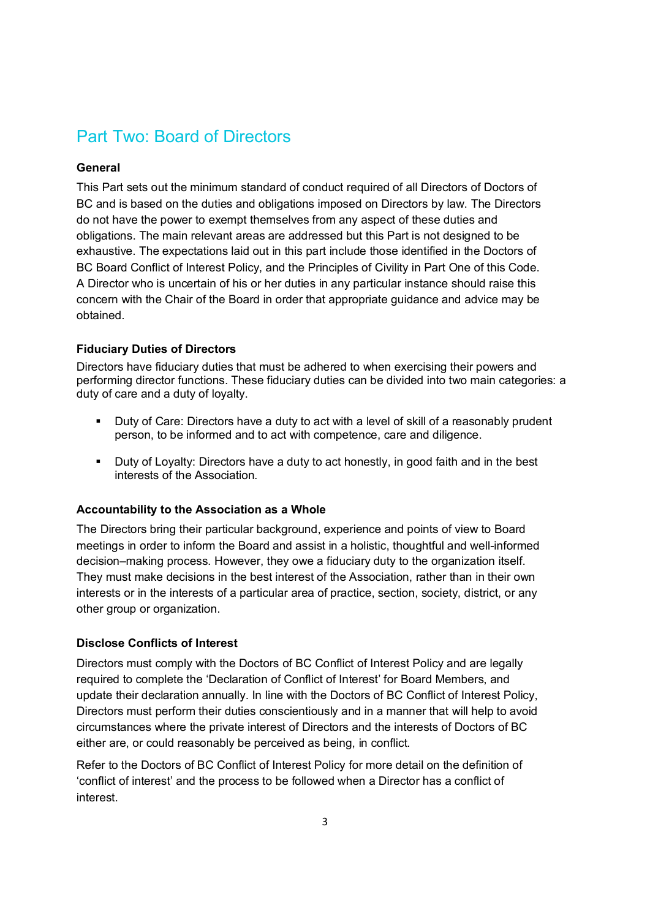# Part Two: Board of Directors

**General**

This Part sets out the minimum standard of conduct required of all Directors of Doctors of BC and is based on the duties and obligations imposed on Directors by law. The Directors do not have the power to exempt themselves from any aspect of these duties and obligations. The main relevant areas are addressed but this Part is not designed to be exhaustive. The expectations laid out in this part include those identified in the Doctors of BC Board Conflict of Interest Policy, and the Principles of Civility in Part One of this Code. A Director who is uncertain of his or her duties in any particular instance should raise this concern with the Chair of the Board in order that appropriate guidance and advice may be obtained.

**Fiduciary Duties of Directors**

Directors have fiduciary duties that must be adhered to when exercising their powers and performing director functions. These fiduciary duties can be divided into two main categories: a duty of care and a duty of loyalty.

- Duty of Care: Directors have a duty to act with a level of skill of a reasonably prudent person, to be informed and to act with competence, care and diligence.
- Duty of Loyalty: Directors have a duty to act honestly, in good faith and in the best interests of the Association.

**Accountability to the Association as a Whole**

The Directors bring their particular background, experience and points of view to Board meetings in order to inform the Board and assist in a holistic, thoughtful and well-informed decision–making process. However, they owe a fiduciary duty to the organization itself. They must make decisions in the best interest of the Association, rather than in their own interests or in the interests of a particular area of practice, section, society, district, or any other group or organization.

**Disclose Conflicts of Interest**

Directors must comply with the Doctors of BC Conflict of Interest Policy and are legally required to complete the 'Declaration of Conflict of Interest' for Board Members, and update their declaration annually. In line with the Doctors of BC Conflict of Interest Policy, Directors must perform their duties conscientiously and in a manner that will help to avoid circumstances where the private interest of Directors and the interests of Doctors of BC either are, or could reasonably be perceived as being, in conflict.

Refer to the Doctors of BC Conflict of Interest Policy for more detail on the definition of 'conflict of interest' and the process to be followed when a Director has a conflict of interest.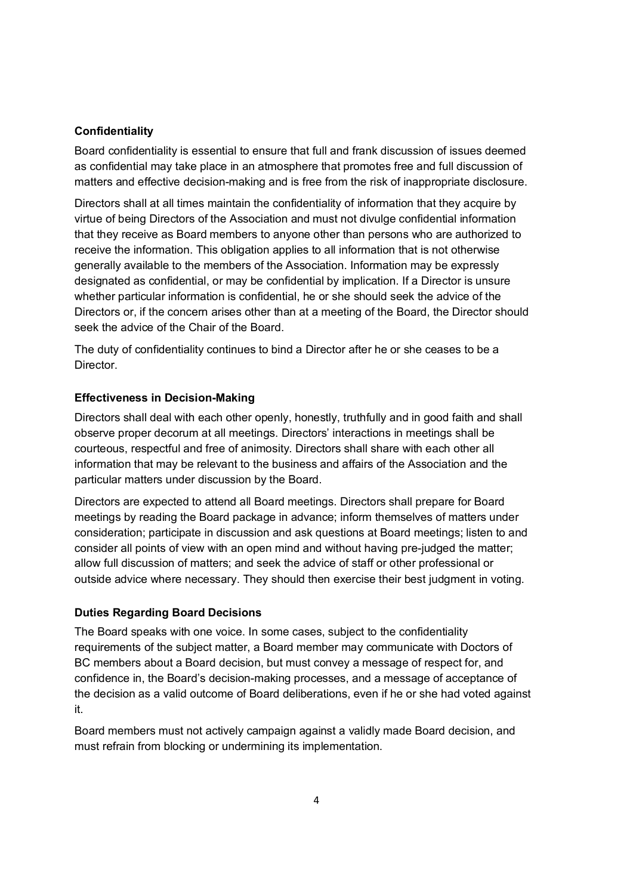### Confidentiality

Board confidentiality is essential to ensure that full and frank discussion of issues deemed as confidential may take place in an atmosphere that promotes free and full discussion of matters and effective decision-making and is free from the risk of inappropriate disclosure.

Directors shall at all times maintain the confidentiality of information that they acquire by virtue of being Directors of the Association and must not divulge confidential information that they receive as Board members to anyone other than persons who are authorized to receive the information. This obligation applies to all information that is not otherwise generally available to the members of the Association. Information may be expressly designated as confidential, or may be confidential by implication. If a Director is unsure whether particular information is confidential, he or she should seek the advice of the Directors or, if the concern arises other than at a meeting of the Board, the Director should seek the advice of the Chair of the Board.

The duty of confidentiality continues to bind a Director after he or she ceases to be a Director.

### Effectiveness in Decision-Making

Directors shall deal with each other openly, honestly, truthfully and in good faith and shall observe proper decorum at all meetings. Directors' interactions in meetings shall be courteous, respectful and free of animosity. Directors shall share with each other all information that may be relevant to the business and affairs of the Association and the particular matters under discussion by the Board.

Directors are expected to attend all Board meetings. Directors shall prepare for Board meetings by reading the Board package in advance; inform themselves of matters under consideration; participate in discussion and ask questions at Board meetings; listen to and consider all points of view with an open mind and without having pre-judged the matter; allow full discussion of matters; and seek the advice of staff or other professional or outside advice where necessary. They should then exercise their best judgment in voting.

### Duties Regarding Board Decisions

The Board speaks with one voice. In some cases, subject to the confidentiality requirements of the subject matter, a Board member may communicate with Doctors of BC members about a Board decision, but must convey a message of respect for, and confidence in, the Board's decision-making processes, and a message of acceptance of the decision as a valid outcome of Board deliberations, even if he or she had voted against it.

Board members must not actively campaign against a validly made Board decision, and must refrain from blocking or undermining its implementation.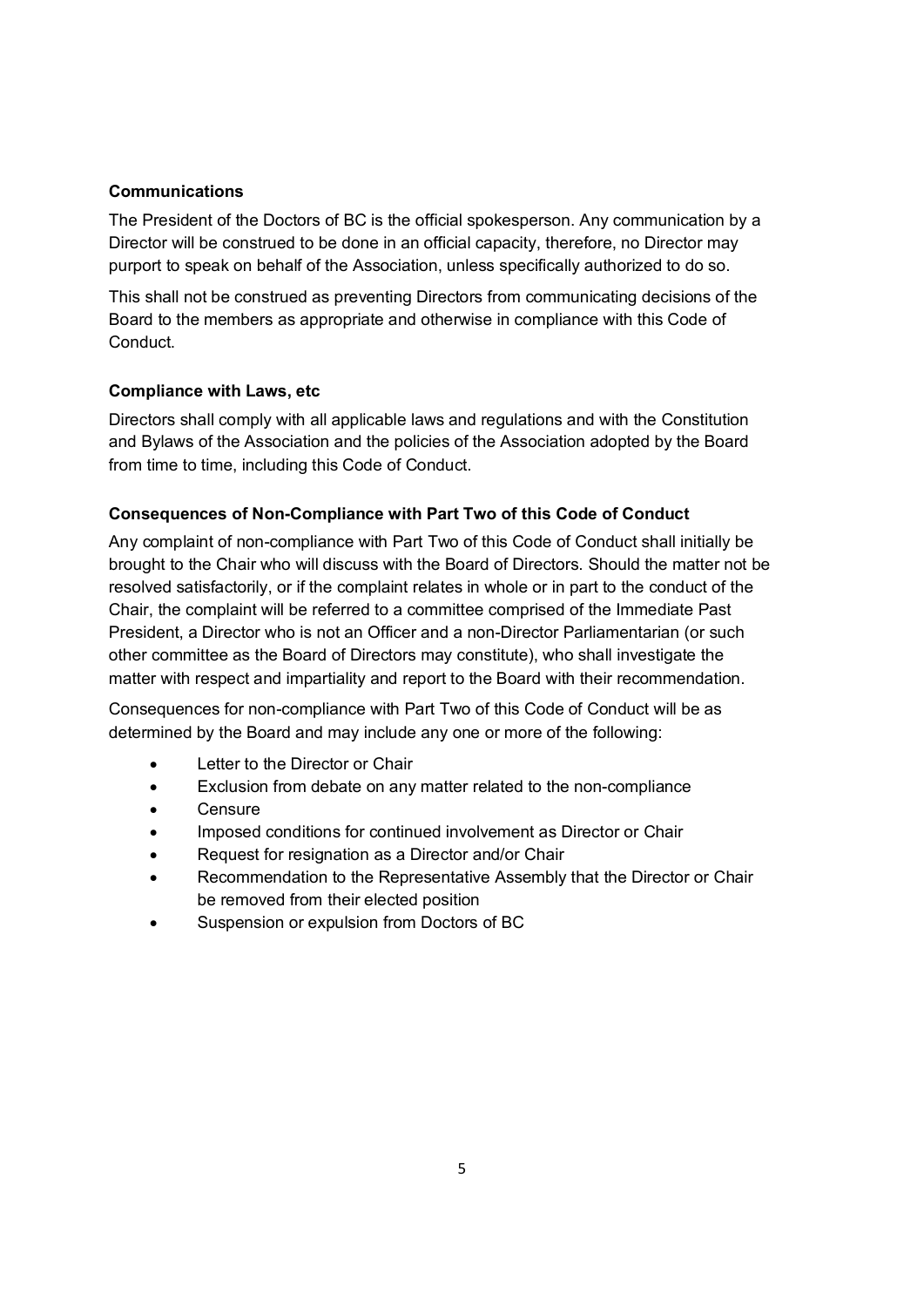**Communications**

The President of the Doctors of BC is the official spokesperson. Any communication by a Director will be construed to be done in an official capacity, therefore, no Director may purport to speak on behalf of the Association, unless specifically authorized to do so.

This shall not be construed as preventing Directors from communicating decisions of the Board to the members as appropriate and otherwise in compliance with this Code of Conduct.

**Compliance with Laws, etc**

Directors shall comply with all applicable laws and regulations and with the Constitution and Bylaws of the Association and the policies of the Association adopted by the Board from time to time, including this Code of Conduct.

**Consequences of Non-Compliance with Part Two of this Code of Conduct**

Any complaint of non-compliance with Part Two of this Code of Conduct shall initially be brought to the Chair who will discuss with the Board of Directors. Should the matter not be resolved satisfactorily, or if the complaint relates in whole or in part to the conduct of the Chair, the complaint will be referred to a committee comprised of the Immediate Past President, a Director who is not an Officer and a non-Director Parliamentarian (or such other committee as the Board of Directors may constitute), who shall investigate the matter with respect and impartiality and report to the Board with their recommendation.

Consequences for non-compliance with Part Two of this Code of Conduct will be as determined by the Board and may include any one or more of the following:

- Letter to the Director or Chair
- Exclusion from debate on any matter related to the non-compliance
- Censure
- Imposed conditions for continued involvement as Director or Chair
- Request for resignation as a Director and/or Chair
- Recommendation to the Representative Assembly that the Director or Chair be removed from their elected position
- Suspension or expulsion from Doctors of BC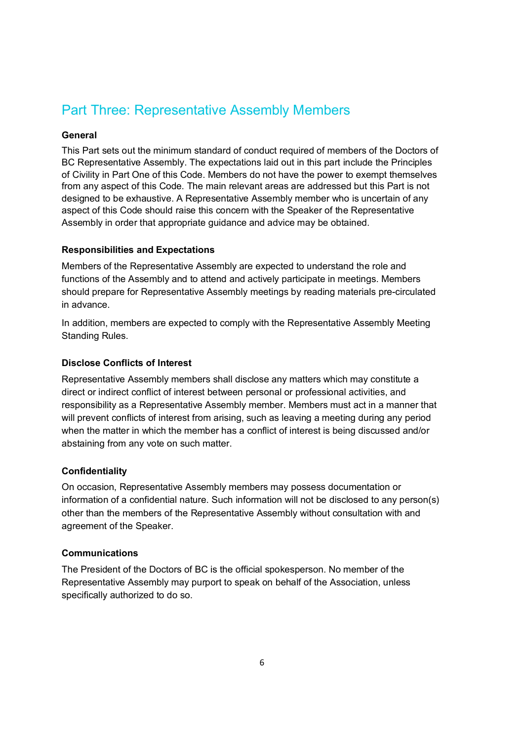# Part Three: Representative Assembly Members

**General**

This Part sets out the minimum standard of conduct required of members of the Doctors of BC Representative Assembly. The expectations laid out in this part include the Principles of Civility in Part One of this Code. Members do not have the power to exempt themselves from any aspect of this Code. The main relevant areas are addressed but this Part is not designed to be exhaustive. A Representative Assembly member who is uncertain of any aspect of this Code should raise this concern with the Speaker of the Representative Assembly in order that appropriate guidance and advice may be obtained.

**Responsibilities and Expectations**

Members of the Representative Assembly are expected to understand the role and functions of the Assembly and to attend and actively participate in meetings. Members should prepare for Representative Assembly meetings by reading materials pre-circulated in advance.

In addition, members are expected to comply with the Representative Assembly Meeting Standing Rules.

**Disclose Conflicts of Interest**

Representative Assembly members shall disclose any matters which may constitute a direct or indirect conflict of interest between personal or professional activities, and responsibility as a Representative Assembly member. Members must act in a manner that will prevent conflicts of interest from arising, such as leaving a meeting during any period when the matter in which the member has a conflict of interest is being discussed and/or abstaining from any vote on such matter.

**Confidentiality**

On occasion, Representative Assembly members may possess documentation or information of a confidential nature. Such information will not be disclosed to any person(s) other than the members of the Representative Assembly without consultation with and agreement of the Speaker.

**Communications**

The President of the Doctors of BC is the official spokesperson. No member of the Representative Assembly may purport to speak on behalf of the Association, unless specifically authorized to do so.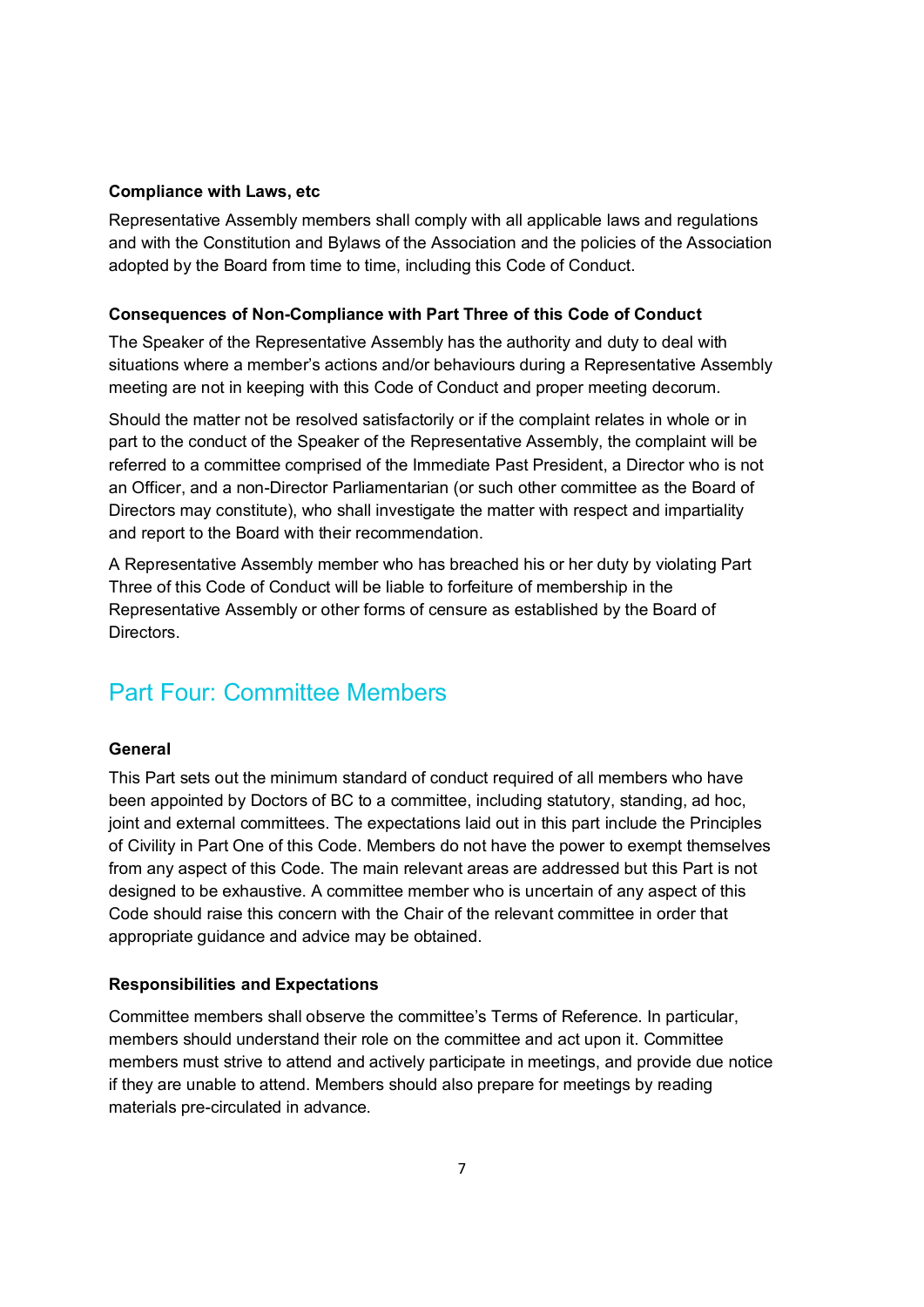**Compliance with Laws, etc**

Representative Assembly members shall comply with all applicable laws and regulations and with the Constitution and Bylaws of the Association and the policies of the Association adopted by the Board from time to time, including this Code of Conduct.

**Consequences of Non-Compliance with Part Three of this Code of Conduct**

The Speaker of the Representative Assembly has the authority and duty to deal with situations where a member's actions and/or behaviours during a Representative Assembly meeting are not in keeping with this Code of Conduct and proper meeting decorum.

Should the matter not be resolved satisfactorily or if the complaint relates in whole or in part to the conduct of the Speaker of the Representative Assembly, the complaint will be referred to a committee comprised of the Immediate Past President, a Director who is not an Officer, and a non-Director Parliamentarian (or such other committee as the Board of Directors may constitute), who shall investigate the matter with respect and impartiality and report to the Board with their recommendation.

A Representative Assembly member who has breached his or her duty by violating Part Three of this Code of Conduct will be liable to forfeiture of membership in the Representative Assembly or other forms of censure as established by the Board of Directors.

## Part Four: Committee Members

**General**

This Part sets out the minimum standard of conduct required of all members who have been appointed by Doctors of BC to a committee, including statutory, standing, ad hoc, joint and external committees. The expectations laid out in this part include the Principles of Civility in Part One of this Code. Members do not have the power to exempt themselves from any aspect of this Code. The main relevant areas are addressed but this Part is not designed to be exhaustive. A committee member who is uncertain of any aspect of this Code should raise this concern with the Chair of the relevant committee in order that appropriate guidance and advice may be obtained.

**Responsibilities and Expectations**

Committee members shall observe the committee's Terms of Reference. In particular, members should understand their role on the committee and act upon it. Committee members must strive to attend and actively participate in meetings, and provide due notice if they are unable to attend. Members should also prepare for meetings by reading materials pre-circulated in advance.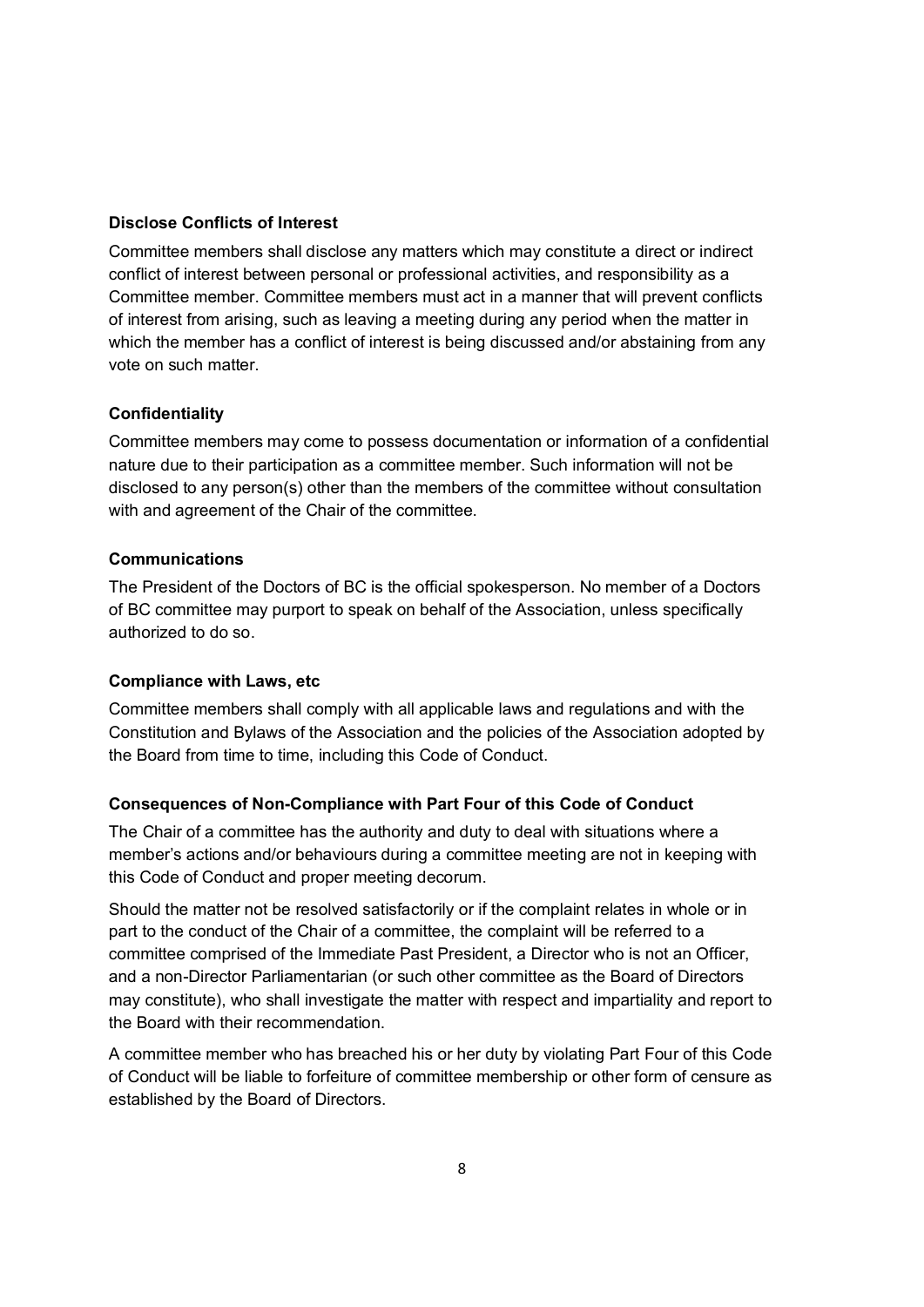**Disclose Conflicts of Interest**

Committee members shall disclose any matters which may constitute a direct or indirect conflict of interest between personal or professional activities, and responsibility as a Committee member. Committee members must act in a manner that will prevent conflicts of interest from arising, such as leaving a meeting during any period when the matter in which the member has a conflict of interest is being discussed and/or abstaining from any vote on such matter.

**Confidentiality**

Committee members may come to possess documentation or information of a confidential nature due to their participation as a committee member. Such information will not be disclosed to any person(s) other than the members of the committee without consultation with and agreement of the Chair of the committee.

**Communications**

The President of the Doctors of BC is the official spokesperson. No member of a Doctors of BC committee may purport to speak on behalf of the Association, unless specifically authorized to do so.

**Compliance with Laws, etc**

Committee members shall comply with all applicable laws and regulations and with the Constitution and Bylaws of the Association and the policies of the Association adopted by the Board from time to time, including this Code of Conduct.

**Consequences of Non-Compliance with Part Four of this Code of Conduct**

The Chair of a committee has the authority and duty to deal with situations where a member's actions and/or behaviours during a committee meeting are not in keeping with this Code of Conduct and proper meeting decorum.

Should the matter not be resolved satisfactorily or if the complaint relates in whole or in part to the conduct of the Chair of a committee, the complaint will be referred to a committee comprised of the Immediate Past President, a Director who is not an Officer, and a non-Director Parliamentarian (or such other committee as the Board of Directors may constitute), who shall investigate the matter with respect and impartiality and report to the Board with their recommendation.

A committee member who has breached his or her duty by violating Part Four of this Code of Conduct will be liable to forfeiture of committee membership or other form of censure as established by the Board of Directors.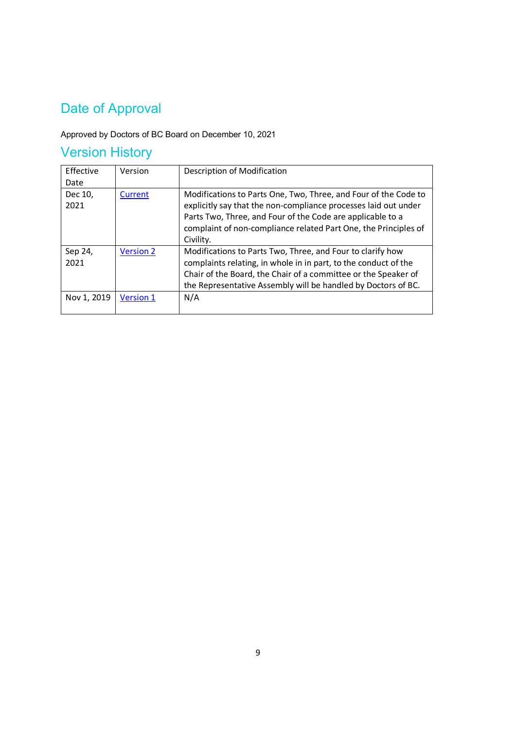## Date of Approval

Approved by Doctors of BC Board on December 10, 2021

## Version History

| Effective Date | Version | Description of Modification |
|---|---|---|
| Dec 10, 2021 | Current | Modifications to Parts One, Two, Three, and Four of the Code to explicitly say that the non-compliance processes laid out under Parts Two, Three, and Four of the Code are applicable to a complaint of non-compliance related Part One, the Principles of Civility. |
| Sep 24, 2021 | Version 2 | Modifications to Parts Two, Three, and Four to clarify how complaints relating, in whole in in part, to the conduct of the Chair of the Board, the Chair of a committee or the Speaker of the Representative Assembly will be handled by Doctors of BC. |
| Nov 1, 2019 | Version 1 | N/A |